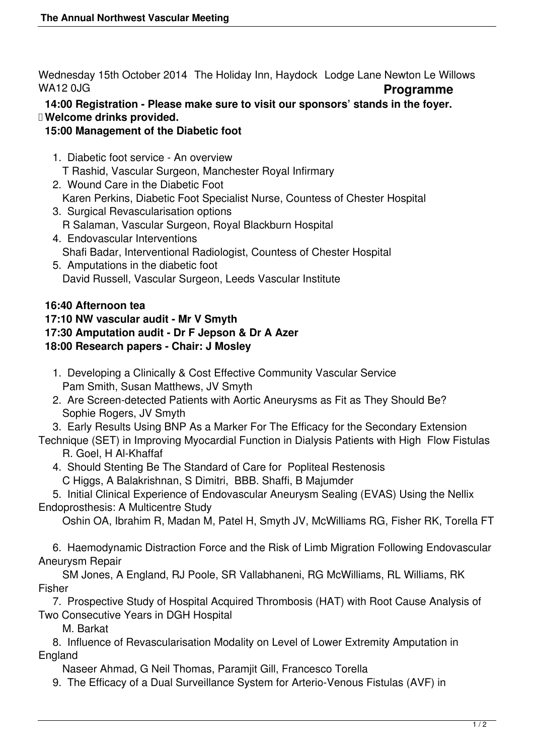Wednesday 15th October 2014 The Holiday Inn, Haydock Lodge Lane Newton Le Willows WA12 0JG

## Programme

**14:00 Registration - Please make sure to visit our sponsors' stands in the foyer. Welcome drinks provided.**

**15:00 Management of the Diabetic foot**

1. Diabetic foot service - An overview
   T Rashid, Vascular Surgeon, Manchester Royal Infirmary
2. Wound Care in the Diabetic Foot
   Karen Perkins, Diabetic Foot Specialist Nurse, Countess of Chester Hospital
3. Surgical Revascularisation options
   R Salaman, Vascular Surgeon, Royal Blackburn Hospital
4. Endovascular Interventions
   Shafi Badar, Interventional Radiologist, Countess of Chester Hospital
5. Amputations in the diabetic foot
   David Russell, Vascular Surgeon, Leeds Vascular Institute

**16:40 Afternoon tea**

**17:10 NW vascular audit - Mr V Smyth**

**17:30 Amputation audit - Dr F Jepson & Dr A Azer**

**18:00 Research papers - Chair: J Mosley**

1. Developing a Clinically & Cost Effective Community Vascular Service
   Pam Smith, Susan Matthews, JV Smyth
2. Are Screen-detected Patients with Aortic Aneurysms as Fit as They Should Be?
   Sophie Rogers, JV Smyth
3. Early Results Using BNP As a Marker For The Efficacy for the Secondary Extension Technique (SET) in Improving Myocardial Function in Dialysis Patients with High Flow Fistulas
   R. Goel, H Al-Khaffaf
4. Should Stenting Be The Standard of Care for Popliteal Restenosis
   C Higgs, A Balakrishnan, S Dimitri, BBB. Shaffi, B Majumder
5. Initial Clinical Experience of Endovascular Aneurysm Sealing (EVAS) Using the Nellix Endoprosthesis: A Multicentre Study
   Oshin OA, Ibrahim R, Madan M, Patel H, Smyth JV, McWilliams RG, Fisher RK, Torella FT
6. Haemodynamic Distraction Force and the Risk of Limb Migration Following Endovascular Aneurysm Repair
   SM Jones, A England, RJ Poole, SR Vallabhaneni, RG McWilliams, RL Williams, RK Fisher
7. Prospective Study of Hospital Acquired Thrombosis (HAT) with Root Cause Analysis of Two Consecutive Years in DGH Hospital
   M. Barkat
8. Influence of Revascularisation Modality on Level of Lower Extremity Amputation in England
   Naseer Ahmad, G Neil Thomas, Paramjit Gill, Francesco Torella
9. The Efficacy of a Dual Surveillance System for Arterio-Venous Fistulas (AVF) in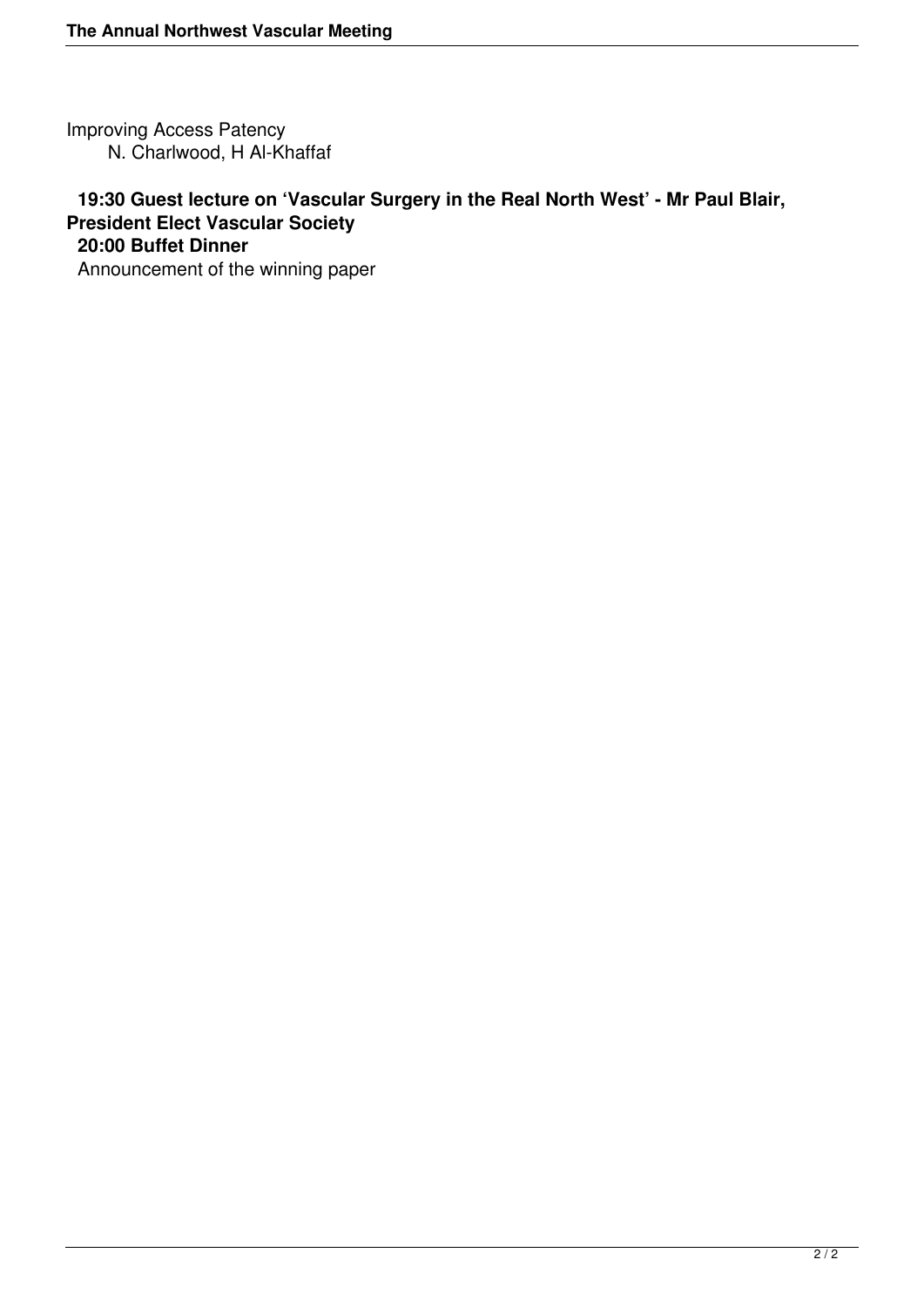Improving Access Patency
N. Charlwood, H Al-Khaffaf

**19:30 Guest lecture on 'Vascular Surgery in the Real North West' - Mr Paul Blair, President Elect Vascular Society**

**20:00 Buffet Dinner**

Announcement of the winning paper